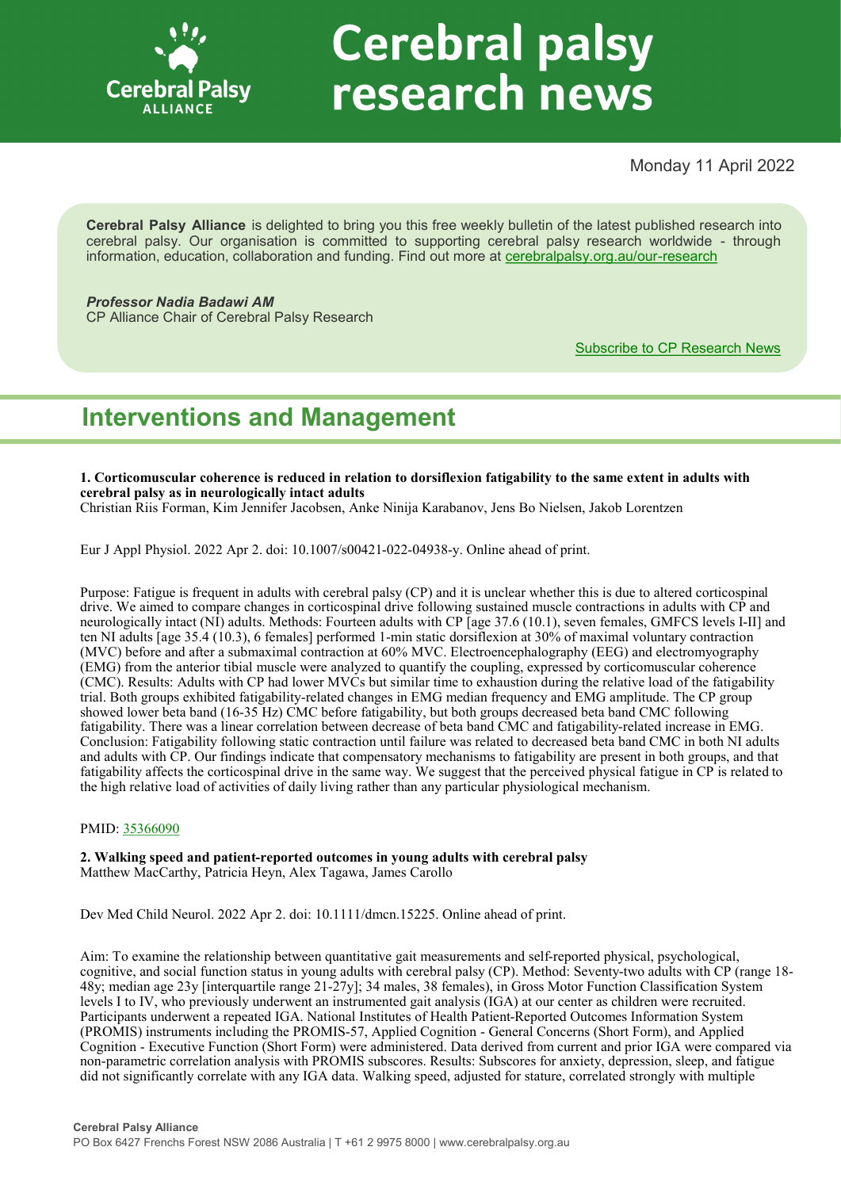# Cerebral palsy research news

Monday 11 April 2022

**Cerebral Palsy Alliance** is delighted to bring you this free weekly bulletin of the latest published research into cerebral palsy. Our organisation is committed to supporting cerebral palsy research worldwide - through information, education, collaboration and funding. Find out more at [cerebralpalsy.org.au/our-research](cerebralpalsy.org.au/our-research)

***Professor Nadia Badawi AM***
CP Alliance Chair of Cerebral Palsy Research

[Subscribe to CP Research News]()

## Interventions and Management

**1. Corticomuscular coherence is reduced in relation to dorsiflexion fatigability to the same extent in adults with cerebral palsy as in neurologically intact adults**
Christian Riis Forman, Kim Jennifer Jacobsen, Anke Ninija Karabanov, Jens Bo Nielsen, Jakob Lorentzen

Eur J Appl Physiol. 2022 Apr 2. doi: 10.1007/s00421-022-04938-y. Online ahead of print.

Purpose: Fatigue is frequent in adults with cerebral palsy (CP) and it is unclear whether this is due to altered corticospinal drive. We aimed to compare changes in corticospinal drive following sustained muscle contractions in adults with CP and neurologically intact (NI) adults. Methods: Fourteen adults with CP [age 37.6 (10.1), seven females, GMFCS levels I-II] and ten NI adults [age 35.4 (10.3), 6 females] performed 1-min static dorsiflexion at 30% of maximal voluntary contraction (MVC) before and after a submaximal contraction at 60% MVC. Electroencephalography (EEG) and electromyography (EMG) from the anterior tibial muscle were analyzed to quantify the coupling, expressed by corticomuscular coherence (CMC). Results: Adults with CP had lower MVCs but similar time to exhaustion during the relative load of the fatigability trial. Both groups exhibited fatigability-related changes in EMG median frequency and EMG amplitude. The CP group showed lower beta band (16-35 Hz) CMC before fatigability, but both groups decreased beta band CMC following fatigability. There was a linear correlation between decrease of beta band CMC and fatigability-related increase in EMG. Conclusion: Fatigability following static contraction until failure was related to decreased beta band CMC in both NI adults and adults with CP. Our findings indicate that compensatory mechanisms to fatigability are present in both groups, and that fatigability affects the corticospinal drive in the same way. We suggest that the perceived physical fatigue in CP is related to the high relative load of activities of daily living rather than any particular physiological mechanism.

PMID: [35366090]()

**2. Walking speed and patient-reported outcomes in young adults with cerebral palsy**
Matthew MacCarthy, Patricia Heyn, Alex Tagawa, James Carollo

Dev Med Child Neurol. 2022 Apr 2. doi: 10.1111/dmcn.15225. Online ahead of print.

Aim: To examine the relationship between quantitative gait measurements and self-reported physical, psychological, cognitive, and social function status in young adults with cerebral palsy (CP). Method: Seventy-two adults with CP (range 18-48y; median age 23y [interquartile range 21-27y]; 34 males, 38 females), in Gross Motor Function Classification System levels I to IV, who previously underwent an instrumented gait analysis (IGA) at our center as children were recruited. Participants underwent a repeated IGA. National Institutes of Health Patient-Reported Outcomes Information System (PROMIS) instruments including the PROMIS-57, Applied Cognition - General Concerns (Short Form), and Applied Cognition - Executive Function (Short Form) were administered. Data derived from current and prior IGA were compared via non-parametric correlation analysis with PROMIS subscores. Results: Subscores for anxiety, depression, sleep, and fatigue did not significantly correlate with any IGA data. Walking speed, adjusted for stature, correlated strongly with multiple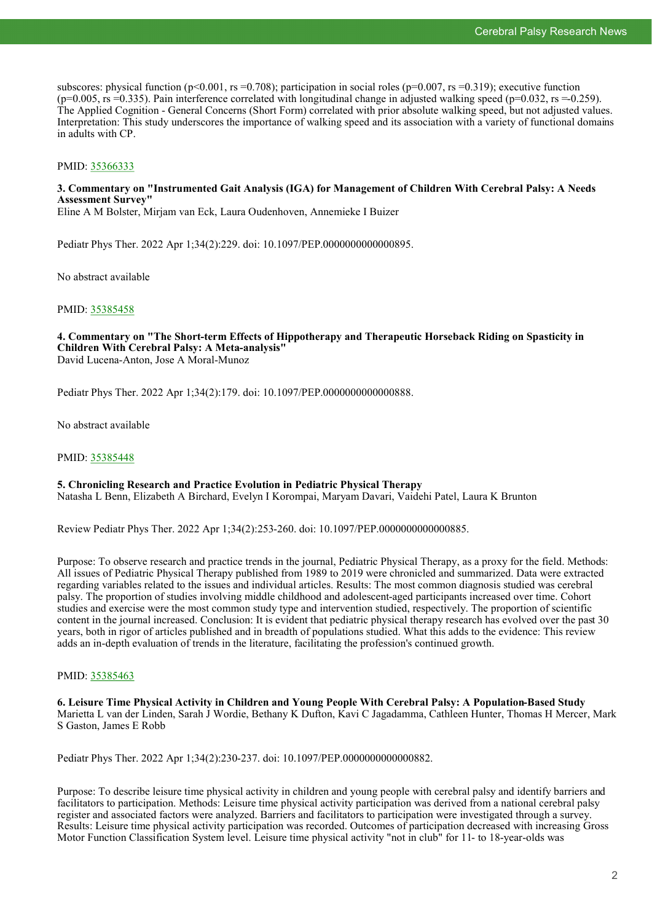subscores: physical function ($p<0.001$, rs $=0.708$); participation in social roles ($p=0.007$, rs $=0.319$); executive function ($p=0.005$, rs $=0.335$). Pain interference correlated with longitudinal change in adjusted walking speed ($p=0.032$, rs $=-0.259$). The Applied Cognition - General Concerns (Short Form) correlated with prior absolute walking speed, but not adjusted values. Interpretation: This study underscores the importance of walking speed and its association with a variety of functional domains in adults with CP.

PMID: [35366333](https://pubmed.ncbi.nlm.nih.gov/35366333)

**3. Commentary on "Instrumented Gait Analysis (IGA) for Management of Children With Cerebral Palsy: A Needs Assessment Survey"**
Eline A M Bolster, Mirjam van Eck, Laura Oudenhoven, Annemieke I Buizer

Pediatr Phys Ther. 2022 Apr 1;34(2):229. doi: 10.1097/PEP.0000000000000895.

No abstract available

PMID: [35385458](https://pubmed.ncbi.nlm.nih.gov/35385458)

**4. Commentary on "The Short-term Effects of Hippotherapy and Therapeutic Horseback Riding on Spasticity in Children With Cerebral Palsy: A Meta-analysis"**
David Lucena-Anton, Jose A Moral-Munoz

Pediatr Phys Ther. 2022 Apr 1;34(2):179. doi: 10.1097/PEP.0000000000000888.

No abstract available

PMID: [35385448](https://pubmed.ncbi.nlm.nih.gov/35385448)

**5. Chronicling Research and Practice Evolution in Pediatric Physical Therapy**
Natasha L Benn, Elizabeth A Birchard, Evelyn I Korompai, Maryam Davari, Vaidehi Patel, Laura K Brunton

Review Pediatr Phys Ther. 2022 Apr 1;34(2):253-260. doi: 10.1097/PEP.0000000000000885.

Purpose: To observe research and practice trends in the journal, Pediatric Physical Therapy, as a proxy for the field. Methods: All issues of Pediatric Physical Therapy published from 1989 to 2019 were chronicled and summarized. Data were extracted regarding variables related to the issues and individual articles. Results: The most common diagnosis studied was cerebral palsy. The proportion of studies involving middle childhood and adolescent-aged participants increased over time. Cohort studies and exercise were the most common study type and intervention studied, respectively. The proportion of scientific content in the journal increased. Conclusion: It is evident that pediatric physical therapy research has evolved over the past 30 years, both in rigor of articles published and in breadth of populations studied. What this adds to the evidence: This review adds an in-depth evaluation of trends in the literature, facilitating the profession's continued growth.

PMID: [35385463](https://pubmed.ncbi.nlm.nih.gov/35385463)

**6. Leisure Time Physical Activity in Children and Young People With Cerebral Palsy: A Population-Based Study**
Marietta L van der Linden, Sarah J Wordie, Bethany K Dufton, Kavi C Jagadamma, Cathleen Hunter, Thomas H Mercer, Mark S Gaston, James E Robb

Pediatr Phys Ther. 2022 Apr 1;34(2):230-237. doi: 10.1097/PEP.0000000000000882.

Purpose: To describe leisure time physical activity in children and young people with cerebral palsy and identify barriers and facilitators to participation. Methods: Leisure time physical activity participation was derived from a national cerebral palsy register and associated factors were analyzed. Barriers and facilitators to participation were investigated through a survey. Results: Leisure time physical activity participation was recorded. Outcomes of participation decreased with increasing Gross Motor Function Classification System level. Leisure time physical activity "not in club" for 11- to 18-year-olds was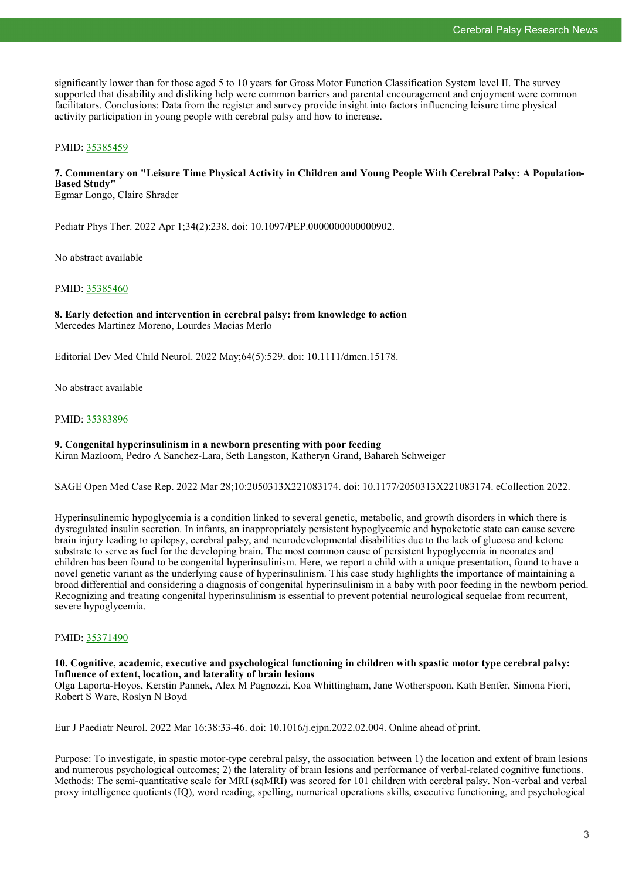significantly lower than for those aged 5 to 10 years for Gross Motor Function Classification System level II. The survey supported that disability and disliking help were common barriers and parental encouragement and enjoyment were common facilitators. Conclusions: Data from the register and survey provide insight into factors influencing leisure time physical activity participation in young people with cerebral palsy and how to increase.

PMID: 35385459

**7. Commentary on "Leisure Time Physical Activity in Children and Young People With Cerebral Palsy: A Population-Based Study"**
Egmar Longo, Claire Shrader

Pediatr Phys Ther. 2022 Apr 1;34(2):238. doi: 10.1097/PEP.0000000000000902.

No abstract available

PMID: 35385460

**8. Early detection and intervention in cerebral palsy: from knowledge to action**
Mercedes Martínez Moreno, Lourdes Macias Merlo

Editorial Dev Med Child Neurol. 2022 May;64(5):529. doi: 10.1111/dmcn.15178.

No abstract available

PMID: 35383896

**9. Congenital hyperinsulinism in a newborn presenting with poor feeding**
Kiran Mazloom, Pedro A Sanchez-Lara, Seth Langston, Katheryn Grand, Bahareh Schweiger

SAGE Open Med Case Rep. 2022 Mar 28;10:2050313X221083174. doi: 10.1177/2050313X221083174. eCollection 2022.

Hyperinsulinemic hypoglycemia is a condition linked to several genetic, metabolic, and growth disorders in which there is dysregulated insulin secretion. In infants, an inappropriately persistent hypoglycemic and hypoketotic state can cause severe brain injury leading to epilepsy, cerebral palsy, and neurodevelopmental disabilities due to the lack of glucose and ketone substrate to serve as fuel for the developing brain. The most common cause of persistent hypoglycemia in neonates and children has been found to be congenital hyperinsulinism. Here, we report a child with a unique presentation, found to have a novel genetic variant as the underlying cause of hyperinsulinism. This case study highlights the importance of maintaining a broad differential and considering a diagnosis of congenital hyperinsulinism in a baby with poor feeding in the newborn period. Recognizing and treating congenital hyperinsulinism is essential to prevent potential neurological sequelae from recurrent, severe hypoglycemia.

PMID: 35371490

**10. Cognitive, academic, executive and psychological functioning in children with spastic motor type cerebral palsy: Influence of extent, location, and laterality of brain lesions**
Olga Laporta-Hoyos, Kerstin Pannek, Alex M Pagnozzi, Koa Whittingham, Jane Wotherspoon, Kath Benfer, Simona Fiori, Robert S Ware, Roslyn N Boyd

Eur J Paediatr Neurol. 2022 Mar 16;38:33-46. doi: 10.1016/j.ejpn.2022.02.004. Online ahead of print.

Purpose: To investigate, in spastic motor-type cerebral palsy, the association between 1) the location and extent of brain lesions and numerous psychological outcomes; 2) the laterality of brain lesions and performance of verbal-related cognitive functions. Methods: The semi-quantitative scale for MRI (sqMRI) was scored for 101 children with cerebral palsy. Non-verbal and verbal proxy intelligence quotients (IQ), word reading, spelling, numerical operations skills, executive functioning, and psychological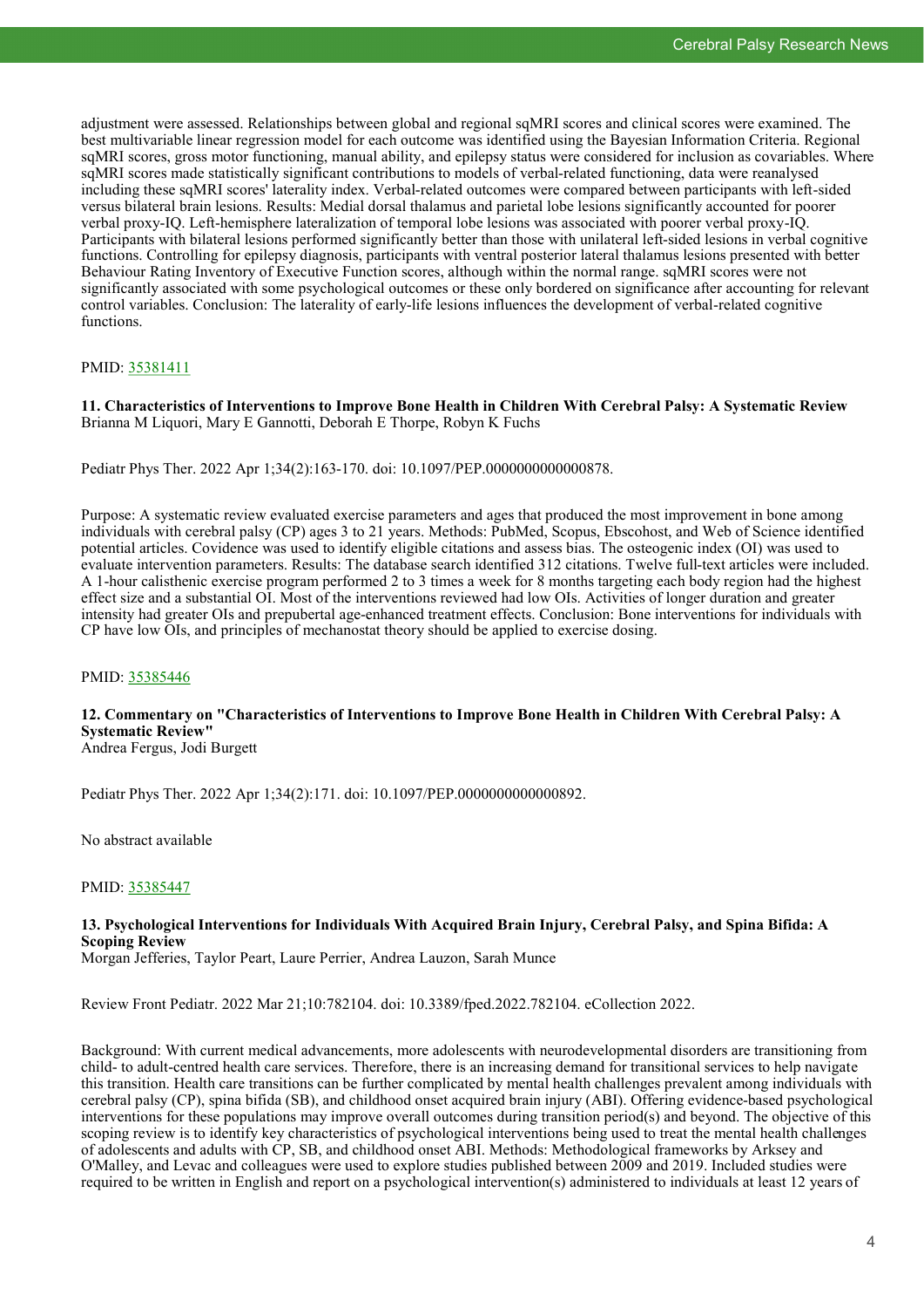adjustment were assessed. Relationships between global and regional sqMRI scores and clinical scores were examined. The best multivariable linear regression model for each outcome was identified using the Bayesian Information Criteria. Regional sqMRI scores, gross motor functioning, manual ability, and epilepsy status were considered for inclusion as covariables. Where sqMRI scores made statistically significant contributions to models of verbal-related functioning, data were reanalysed including these sqMRI scores' laterality index. Verbal-related outcomes were compared between participants with left-sided versus bilateral brain lesions. Results: Medial dorsal thalamus and parietal lobe lesions significantly accounted for poorer verbal proxy-IQ. Left-hemisphere lateralization of temporal lobe lesions was associated with poorer verbal proxy-IQ. Participants with bilateral lesions performed significantly better than those with unilateral left-sided lesions in verbal cognitive functions. Controlling for epilepsy diagnosis, participants with ventral posterior lateral thalamus lesions presented with better Behaviour Rating Inventory of Executive Function scores, although within the normal range. sqMRI scores were not significantly associated with some psychological outcomes or these only bordered on significance after accounting for relevant control variables. Conclusion: The laterality of early-life lesions influences the development of verbal-related cognitive functions.

PMID: 35381411

**11. Characteristics of Interventions to Improve Bone Health in Children With Cerebral Palsy: A Systematic Review**
Brianna M Liquori, Mary E Gannotti, Deborah E Thorpe, Robyn K Fuchs

Pediatr Phys Ther. 2022 Apr 1;34(2):163-170. doi: 10.1097/PEP.0000000000000878.

Purpose: A systematic review evaluated exercise parameters and ages that produced the most improvement in bone among individuals with cerebral palsy (CP) ages 3 to 21 years. Methods: PubMed, Scopus, Ebscohost, and Web of Science identified potential articles. Covidence was used to identify eligible citations and assess bias. The osteogenic index (OI) was used to evaluate intervention parameters. Results: The database search identified 312 citations. Twelve full-text articles were included. A 1-hour calisthenic exercise program performed 2 to 3 times a week for 8 months targeting each body region had the highest effect size and a substantial OI. Most of the interventions reviewed had low OIs. Activities of longer duration and greater intensity had greater OIs and prepubertal age-enhanced treatment effects. Conclusion: Bone interventions for individuals with CP have low OIs, and principles of mechanostat theory should be applied to exercise dosing.

PMID: 35385446

**12. Commentary on "Characteristics of Interventions to Improve Bone Health in Children With Cerebral Palsy: A Systematic Review"**
Andrea Fergus, Jodi Burgett

Pediatr Phys Ther. 2022 Apr 1;34(2):171. doi: 10.1097/PEP.0000000000000892.

No abstract available

PMID: 35385447

**13. Psychological Interventions for Individuals With Acquired Brain Injury, Cerebral Palsy, and Spina Bifida: A Scoping Review**
Morgan Jefferies, Taylor Peart, Laure Perrier, Andrea Lauzon, Sarah Munce

Review Front Pediatr. 2022 Mar 21;10:782104. doi: 10.3389/fped.2022.782104. eCollection 2022.

Background: With current medical advancements, more adolescents with neurodevelopmental disorders are transitioning from child- to adult-centred health care services. Therefore, there is an increasing demand for transitional services to help navigate this transition. Health care transitions can be further complicated by mental health challenges prevalent among individuals with cerebral palsy (CP), spina bifida (SB), and childhood onset acquired brain injury (ABI). Offering evidence-based psychological interventions for these populations may improve overall outcomes during transition period(s) and beyond. The objective of this scoping review is to identify key characteristics of psychological interventions being used to treat the mental health challenges of adolescents and adults with CP, SB, and childhood onset ABI. Methods: Methodological frameworks by Arksey and O'Malley, and Levac and colleagues were used to explore studies published between 2009 and 2019. Included studies were required to be written in English and report on a psychological intervention(s) administered to individuals at least 12 years of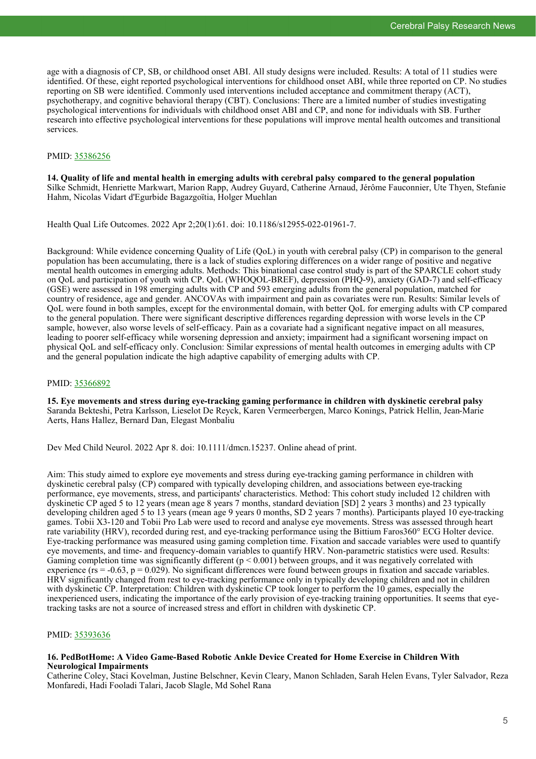age with a diagnosis of CP, SB, or childhood onset ABI. All study designs were included. Results: A total of 11 studies were identified. Of these, eight reported psychological interventions for childhood onset ABI, while three reported on CP. No studies reporting on SB were identified. Commonly used interventions included acceptance and commitment therapy (ACT), psychotherapy, and cognitive behavioral therapy (CBT). Conclusions: There are a limited number of studies investigating psychological interventions for individuals with childhood onset ABI and CP, and none for individuals with SB. Further research into effective psychological interventions for these populations will improve mental health outcomes and transitional services.

PMID: 35386256

**14. Quality of life and mental health in emerging adults with cerebral palsy compared to the general population**
Silke Schmidt, Henriette Markwart, Marion Rapp, Audrey Guyard, Catherine Arnaud, Jérôme Fauconnier, Ute Thyen, Stefanie Hahm, Nicolas Vidart d'Egurbide Bagazgoïtia, Holger Muehlan

Health Qual Life Outcomes. 2022 Apr 2;20(1):61. doi: 10.1186/s12955-022-01961-7.

Background: While evidence concerning Quality of Life (QoL) in youth with cerebral palsy (CP) in comparison to the general population has been accumulating, there is a lack of studies exploring differences on a wider range of positive and negative mental health outcomes in emerging adults. Methods: This binational case control study is part of the SPARCLE cohort study on QoL and participation of youth with CP. QoL (WHOQOL-BREF), depression (PHQ-9), anxiety (GAD-7) and self-efficacy (GSE) were assessed in 198 emerging adults with CP and 593 emerging adults from the general population, matched for country of residence, age and gender. ANCOVAs with impairment and pain as covariates were run. Results: Similar levels of QoL were found in both samples, except for the environmental domain, with better QoL for emerging adults with CP compared to the general population. There were significant descriptive differences regarding depression with worse levels in the CP sample, however, also worse levels of self-efficacy. Pain as a covariate had a significant negative impact on all measures, leading to poorer self-efficacy while worsening depression and anxiety; impairment had a significant worsening impact on physical QoL and self-efficacy only. Conclusion: Similar expressions of mental health outcomes in emerging adults with CP and the general population indicate the high adaptive capability of emerging adults with CP.

PMID: 35366892

**15. Eye movements and stress during eye-tracking gaming performance in children with dyskinetic cerebral palsy**
Saranda Bekteshi, Petra Karlsson, Lieselot De Reyck, Karen Vermeerbergen, Marco Konings, Patrick Hellin, Jean-Marie Aerts, Hans Hallez, Bernard Dan, Elegast Monbaliu

Dev Med Child Neurol. 2022 Apr 8. doi: 10.1111/dmcn.15237. Online ahead of print.

Aim: This study aimed to explore eye movements and stress during eye-tracking gaming performance in children with dyskinetic cerebral palsy (CP) compared with typically developing children, and associations between eye-tracking performance, eye movements, stress, and participants' characteristics. Method: This cohort study included 12 children with dyskinetic CP aged 5 to 12 years (mean age 8 years 7 months, standard deviation [SD] 2 years 3 months) and 23 typically developing children aged 5 to 13 years (mean age 9 years 0 months, SD 2 years 7 months). Participants played 10 eye-tracking games. Tobii X3-120 and Tobii Pro Lab were used to record and analyse eye movements. Stress was assessed through heart rate variability (HRV), recorded during rest, and eye-tracking performance using the Bittium Faros360° ECG Holter device. Eye-tracking performance was measured using gaming completion time. Fixation and saccade variables were used to quantify eye movements, and time- and frequency-domain variables to quantify HRV. Non-parametric statistics were used. Results: Gaming completion time was significantly different ($p < 0.001$) between groups, and it was negatively correlated with experience ($r_s = -0.63$, $p = 0.029$). No significant differences were found between groups in fixation and saccade variables. HRV significantly changed from rest to eye-tracking performance only in typically developing children and not in children with dyskinetic CP. Interpretation: Children with dyskinetic CP took longer to perform the 10 games, especially the inexperienced users, indicating the importance of the early provision of eye-tracking training opportunities. It seems that eye-tracking tasks are not a source of increased stress and effort in children with dyskinetic CP.

PMID: 35393636

**16. PedBotHome: A Video Game-Based Robotic Ankle Device Created for Home Exercise in Children With Neurological Impairments**
Catherine Coley, Staci Kovelman, Justine Belschner, Kevin Cleary, Manon Schladen, Sarah Helen Evans, Tyler Salvador, Reza Monfaredi, Hadi Fooladi Talari, Jacob Slagle, Md Sohel Rana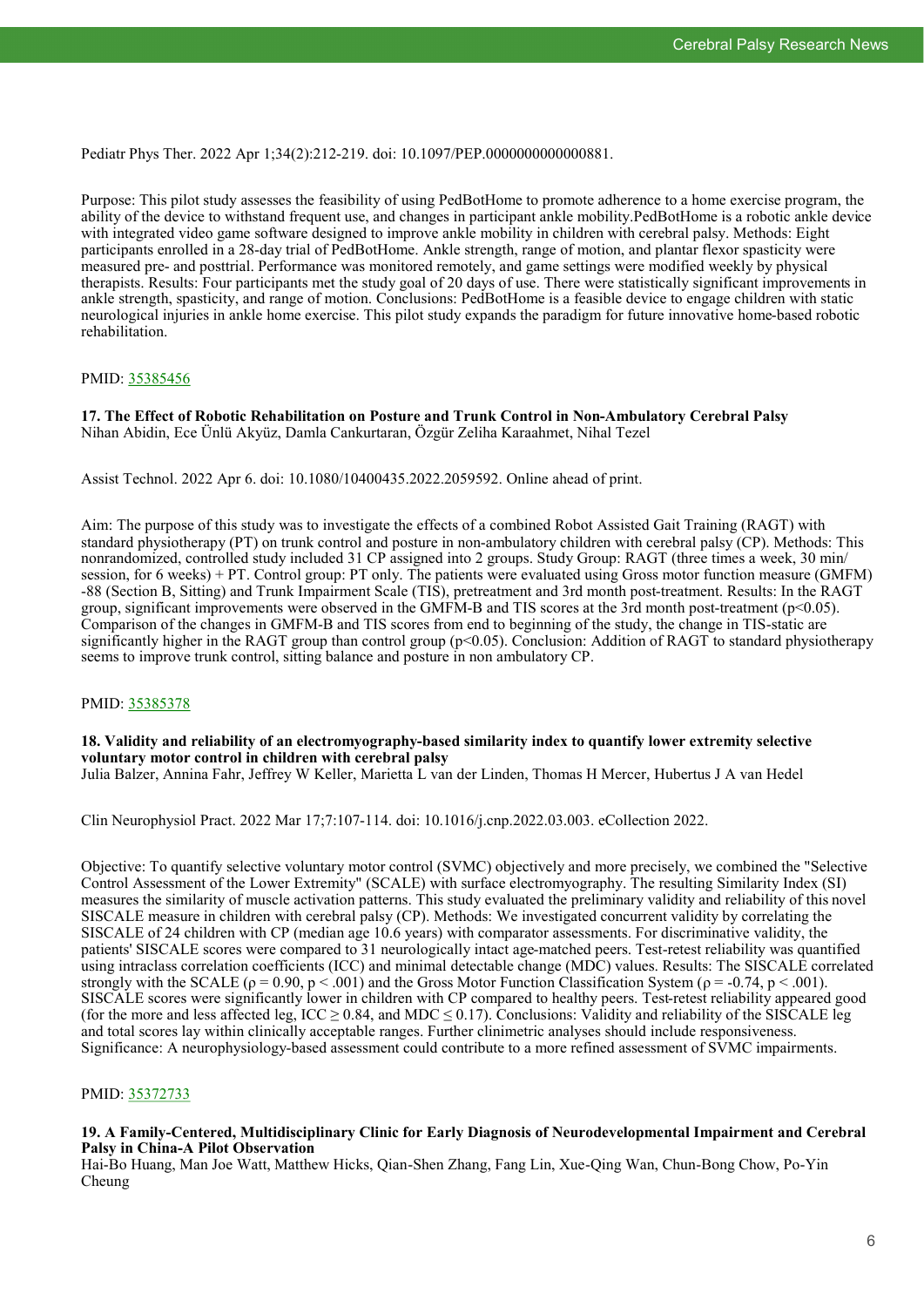Pediatr Phys Ther. 2022 Apr 1;34(2):212-219. doi: 10.1097/PEP.0000000000000881.

Purpose: This pilot study assesses the feasibility of using PedBotHome to promote adherence to a home exercise program, the ability of the device to withstand frequent use, and changes in participant ankle mobility.PedBotHome is a robotic ankle device with integrated video game software designed to improve ankle mobility in children with cerebral palsy. Methods: Eight participants enrolled in a 28-day trial of PedBotHome. Ankle strength, range of motion, and plantar flexor spasticity were measured pre- and posttrial. Performance was monitored remotely, and game settings were modified weekly by physical therapists. Results: Four participants met the study goal of 20 days of use. There were statistically significant improvements in ankle strength, spasticity, and range of motion. Conclusions: PedBotHome is a feasible device to engage children with static neurological injuries in ankle home exercise. This pilot study expands the paradigm for future innovative home-based robotic rehabilitation.

PMID: [35385456](https://pubmed.ncbi.nlm.nih.gov/35385456)

**17. The Effect of Robotic Rehabilitation on Posture and Trunk Control in Non-Ambulatory Cerebral Palsy**
Nihan Abidin, Ece Ünlü Akyüz, Damla Cankurtaran, Özgür Zeliha Karaahmet, Nihal Tezel

Assist Technol. 2022 Apr 6. doi: 10.1080/10400435.2022.2059592. Online ahead of print.

Aim: The purpose of this study was to investigate the effects of a combined Robot Assisted Gait Training (RAGT) with standard physiotherapy (PT) on trunk control and posture in non-ambulatory children with cerebral palsy (CP). Methods: This nonrandomized, controlled study included 31 CP assigned into 2 groups. Study Group: RAGT (three times a week, 30 min/ session, for 6 weeks) + PT. Control group: PT only. The patients were evaluated using Gross motor function measure (GMFM) -88 (Section B, Sitting) and Trunk Impairment Scale (TIS), pretreatment and 3rd month post-treatment. Results: In the RAGT group, significant improvements were observed in the GMFM-B and TIS scores at the 3rd month post-treatment ($p<0.05$). Comparison of the changes in GMFM-B and TIS scores from end to beginning of the study, the change in TIS-static are significantly higher in the RAGT group than control group ($p<0.05$). Conclusion: Addition of RAGT to standard physiotherapy seems to improve trunk control, sitting balance and posture in non ambulatory CP.

PMID: [35385378](https://pubmed.ncbi.nlm.nih.gov/35385378)

**18. Validity and reliability of an electromyography-based similarity index to quantify lower extremity selective voluntary motor control in children with cerebral palsy**
Julia Balzer, Annina Fahr, Jeffrey W Keller, Marietta L van der Linden, Thomas H Mercer, Hubertus J A van Hedel

Clin Neurophysiol Pract. 2022 Mar 17;7:107-114. doi: 10.1016/j.cnp.2022.03.003. eCollection 2022.

Objective: To quantify selective voluntary motor control (SVMC) objectively and more precisely, we combined the "Selective Control Assessment of the Lower Extremity" (SCALE) with surface electromyography. The resulting Similarity Index (SI) measures the similarity of muscle activation patterns. This study evaluated the preliminary validity and reliability of this novel SISCALE measure in children with cerebral palsy (CP). Methods: We investigated concurrent validity by correlating the SISCALE of 24 children with CP (median age 10.6 years) with comparator assessments. For discriminative validity, the patients' SISCALE scores were compared to 31 neurologically intact age-matched peers. Test-retest reliability was quantified using intraclass correlation coefficients (ICC) and minimal detectable change (MDC) values. Results: The SISCALE correlated strongly with the SCALE ($\rho = 0.90$, $p < .001$) and the Gross Motor Function Classification System ($\rho = -0.74$, $p < .001$). SISCALE scores were significantly lower in children with CP compared to healthy peers. Test-retest reliability appeared good (for the more and less affected leg, ICC $\geq$ 0.84, and MDC $\leq$ 0.17). Conclusions: Validity and reliability of the SISCALE leg and total scores lay within clinically acceptable ranges. Further clinimetric analyses should include responsiveness. Significance: A neurophysiology-based assessment could contribute to a more refined assessment of SVMC impairments.

PMID: [35372733](https://pubmed.ncbi.nlm.nih.gov/35372733)

**19. A Family-Centered, Multidisciplinary Clinic for Early Diagnosis of Neurodevelopmental Impairment and Cerebral Palsy in China-A Pilot Observation**
Hai-Bo Huang, Man Joe Watt, Matthew Hicks, Qian-Shen Zhang, Fang Lin, Xue-Qing Wan, Chun-Bong Chow, Po-Yin Cheung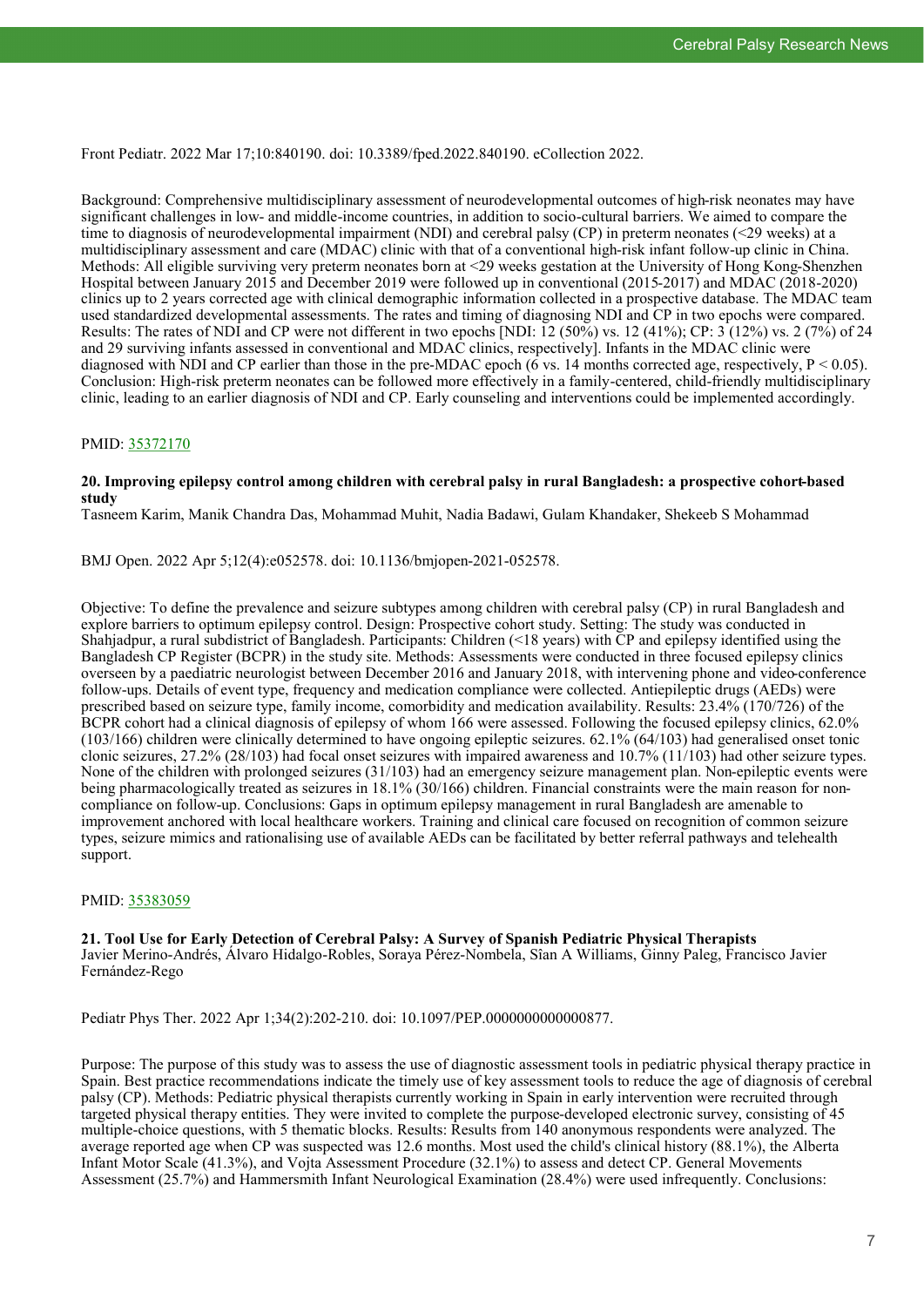Front Pediatr. 2022 Mar 17;10:840190. doi: 10.3389/fped.2022.840190. eCollection 2022.

Background: Comprehensive multidisciplinary assessment of neurodevelopmental outcomes of high-risk neonates may have significant challenges in low- and middle-income countries, in addition to socio-cultural barriers. We aimed to compare the time to diagnosis of neurodevelopmental impairment (NDI) and cerebral palsy (CP) in preterm neonates (<29 weeks) at a multidisciplinary assessment and care (MDAC) clinic with that of a conventional high-risk infant follow-up clinic in China. Methods: All eligible surviving very preterm neonates born at <29 weeks gestation at the University of Hong Kong-Shenzhen Hospital between January 2015 and December 2019 were followed up in conventional (2015-2017) and MDAC (2018-2020) clinics up to 2 years corrected age with clinical demographic information collected in a prospective database. The MDAC team used standardized developmental assessments. The rates and timing of diagnosing NDI and CP in two epochs were compared. Results: The rates of NDI and CP were not different in two epochs [NDI: 12 (50%) vs. 12 (41%); CP: 3 (12%) vs. 2 (7%) of 24 and 29 surviving infants assessed in conventional and MDAC clinics, respectively]. Infants in the MDAC clinic were diagnosed with NDI and CP earlier than those in the pre-MDAC epoch (6 vs. 14 months corrected age, respectively, $P < 0.05$). Conclusion: High-risk preterm neonates can be followed more effectively in a family-centered, child-friendly multidisciplinary clinic, leading to an earlier diagnosis of NDI and CP. Early counseling and interventions could be implemented accordingly.

PMID: [35372170](https://pubmed.ncbi.nlm.nih.gov/35372170)

**20. Improving epilepsy control among children with cerebral palsy in rural Bangladesh: a prospective cohort-based study**

Tasneem Karim, Manik Chandra Das, Mohammad Muhit, Nadia Badawi, Gulam Khandaker, Shekeeb S Mohammad

BMJ Open. 2022 Apr 5;12(4):e052578. doi: 10.1136/bmjopen-2021-052578.

Objective: To define the prevalence and seizure subtypes among children with cerebral palsy (CP) in rural Bangladesh and explore barriers to optimum epilepsy control. Design: Prospective cohort study. Setting: The study was conducted in Shahjadpur, a rural subdistrict of Bangladesh. Participants: Children (<18 years) with CP and epilepsy identified using the Bangladesh CP Register (BCPR) in the study site. Methods: Assessments were conducted in three focused epilepsy clinics overseen by a paediatric neurologist between December 2016 and January 2018, with intervening phone and video-conference follow-ups. Details of event type, frequency and medication compliance were collected. Antiepileptic drugs (AEDs) were prescribed based on seizure type, family income, comorbidity and medication availability. Results: 23.4% (170/726) of the BCPR cohort had a clinical diagnosis of epilepsy of whom 166 were assessed. Following the focused epilepsy clinics, 62.0% (103/166) children were clinically determined to have ongoing epileptic seizures. 62.1% (64/103) had generalised onset tonic clonic seizures, 27.2% (28/103) had focal onset seizures with impaired awareness and 10.7% (11/103) had other seizure types. None of the children with prolonged seizures (31/103) had an emergency seizure management plan. Non-epileptic events were being pharmacologically treated as seizures in 18.1% (30/166) children. Financial constraints were the main reason for non-compliance on follow-up. Conclusions: Gaps in optimum epilepsy management in rural Bangladesh are amenable to improvement anchored with local healthcare workers. Training and clinical care focused on recognition of common seizure types, seizure mimics and rationalising use of available AEDs can be facilitated by better referral pathways and telehealth support.

PMID: [35383059](https://pubmed.ncbi.nlm.nih.gov/35383059)

**21. Tool Use for Early Detection of Cerebral Palsy: A Survey of Spanish Pediatric Physical Therapists**

Javier Merino-Andrés, Álvaro Hidalgo-Robles, Soraya Pérez-Nombela, Sîan A Williams, Ginny Paleg, Francisco Javier Fernández-Rego

Pediatr Phys Ther. 2022 Apr 1;34(2):202-210. doi: 10.1097/PEP.0000000000000877.

Purpose: The purpose of this study was to assess the use of diagnostic assessment tools in pediatric physical therapy practice in Spain. Best practice recommendations indicate the timely use of key assessment tools to reduce the age of diagnosis of cerebral palsy (CP). Methods: Pediatric physical therapists currently working in Spain in early intervention were recruited through targeted physical therapy entities. They were invited to complete the purpose-developed electronic survey, consisting of 45 multiple-choice questions, with 5 thematic blocks. Results: Results from 140 anonymous respondents were analyzed. The average reported age when CP was suspected was 12.6 months. Most used the child's clinical history (88.1%), the Alberta Infant Motor Scale (41.3%), and Vojta Assessment Procedure (32.1%) to assess and detect CP. General Movements Assessment (25.7%) and Hammersmith Infant Neurological Examination (28.4%) were used infrequently. Conclusions: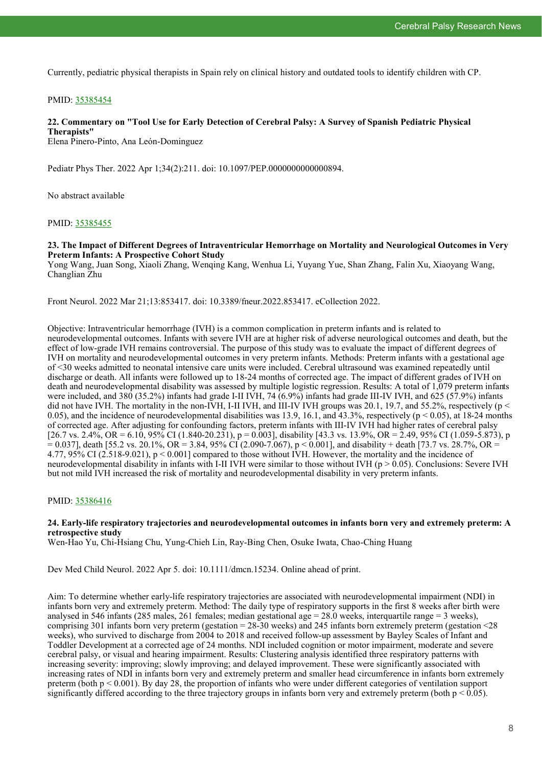Currently, pediatric physical therapists in Spain rely on clinical history and outdated tools to identify children with CP.

PMID: [35385454](35385454)

### 22. Commentary on "Tool Use for Early Detection of Cerebral Palsy: A Survey of Spanish Pediatric Physical Therapists"

Elena Pinero-Pinto, Ana León-Dominguez

Pediatr Phys Ther. 2022 Apr 1;34(2):211. doi: 10.1097/PEP.0000000000000894.

No abstract available

PMID: [35385455](35385455)

### 23. The Impact of Different Degrees of Intraventricular Hemorrhage on Mortality and Neurological Outcomes in Very Preterm Infants: A Prospective Cohort Study

Yong Wang, Juan Song, Xiaoli Zhang, Wenqing Kang, Wenhua Li, Yuyang Yue, Shan Zhang, Falin Xu, Xiaoyang Wang, Changlian Zhu

Front Neurol. 2022 Mar 21;13:853417. doi: 10.3389/fneur.2022.853417. eCollection 2022.

Objective: Intraventricular hemorrhage (IVH) is a common complication in preterm infants and is related to neurodevelopmental outcomes. Infants with severe IVH are at higher risk of adverse neurological outcomes and death, but the effect of low-grade IVH remains controversial. The purpose of this study was to evaluate the impact of different degrees of IVH on mortality and neurodevelopmental outcomes in very preterm infants. Methods: Preterm infants with a gestational age of <30 weeks admitted to neonatal intensive care units were included. Cerebral ultrasound was examined repeatedly until discharge or death. All infants were followed up to 18-24 months of corrected age. The impact of different grades of IVH on death and neurodevelopmental disability was assessed by multiple logistic regression. Results: A total of 1,079 preterm infants were included, and 380 (35.2%) infants had grade I-II IVH, 74 (6.9%) infants had grade III-IV IVH, and 625 (57.9%) infants did not have IVH. The mortality in the non-IVH, I-II IVH, and III-IV IVH groups was 20.1, 19.7, and 55.2%, respectively ($p < 0.05$), and the incidence of neurodevelopmental disabilities was 13.9, 16.1, and 43.3%, respectively ($p < 0.05$), at 18-24 months of corrected age. After adjusting for confounding factors, preterm infants with III-IV IVH had higher rates of cerebral palsy [26.7 vs. 2.4%, OR = 6.10, 95% CI (1.840-20.231), $p = 0.003$], disability [43.3 vs. 13.9%, OR = 2.49, 95% CI (1.059-5.873), $p = 0.037$], death [55.2 vs. 20.1%, OR = 3.84, 95% CI (2.090-7.067), $p < 0.001$], and disability + death [73.7 vs. 28.7%, OR = 4.77, 95% CI (2.518-9.021), $p < 0.001$] compared to those without IVH. However, the mortality and the incidence of neurodevelopmental disability in infants with I-II IVH were similar to those without IVH ($p > 0.05$). Conclusions: Severe IVH but not mild IVH increased the risk of mortality and neurodevelopmental disability in very preterm infants.

PMID: [35386416](35386416)

### 24. Early-life respiratory trajectories and neurodevelopmental outcomes in infants born very and extremely preterm: A retrospective study

Wen-Hao Yu, Chi-Hsiang Chu, Yung-Chieh Lin, Ray-Bing Chen, Osuke Iwata, Chao-Ching Huang

Dev Med Child Neurol. 2022 Apr 5. doi: 10.1111/dmcn.15234. Online ahead of print.

Aim: To determine whether early-life respiratory trajectories are associated with neurodevelopmental impairment (NDI) in infants born very and extremely preterm. Method: The daily type of respiratory supports in the first 8 weeks after birth were analysed in 546 infants (285 males, 261 females; median gestational age = 28.0 weeks, interquartile range = 3 weeks), comprising 301 infants born very preterm (gestation = 28-30 weeks) and 245 infants born extremely preterm (gestation <28 weeks), who survived to discharge from 2004 to 2018 and received follow-up assessment by Bayley Scales of Infant and Toddler Development at a corrected age of 24 months. NDI included cognition or motor impairment, moderate and severe cerebral palsy, or visual and hearing impairment. Results: Clustering analysis identified three respiratory patterns with increasing severity: improving; slowly improving; and delayed improvement. These were significantly associated with increasing rates of NDI in infants born very and extremely preterm and smaller head circumference in infants born extremely preterm (both $p < 0.001$). By day 28, the proportion of infants who were under different categories of ventilation support significantly differed according to the three trajectory groups in infants born very and extremely preterm (both $p < 0.05$).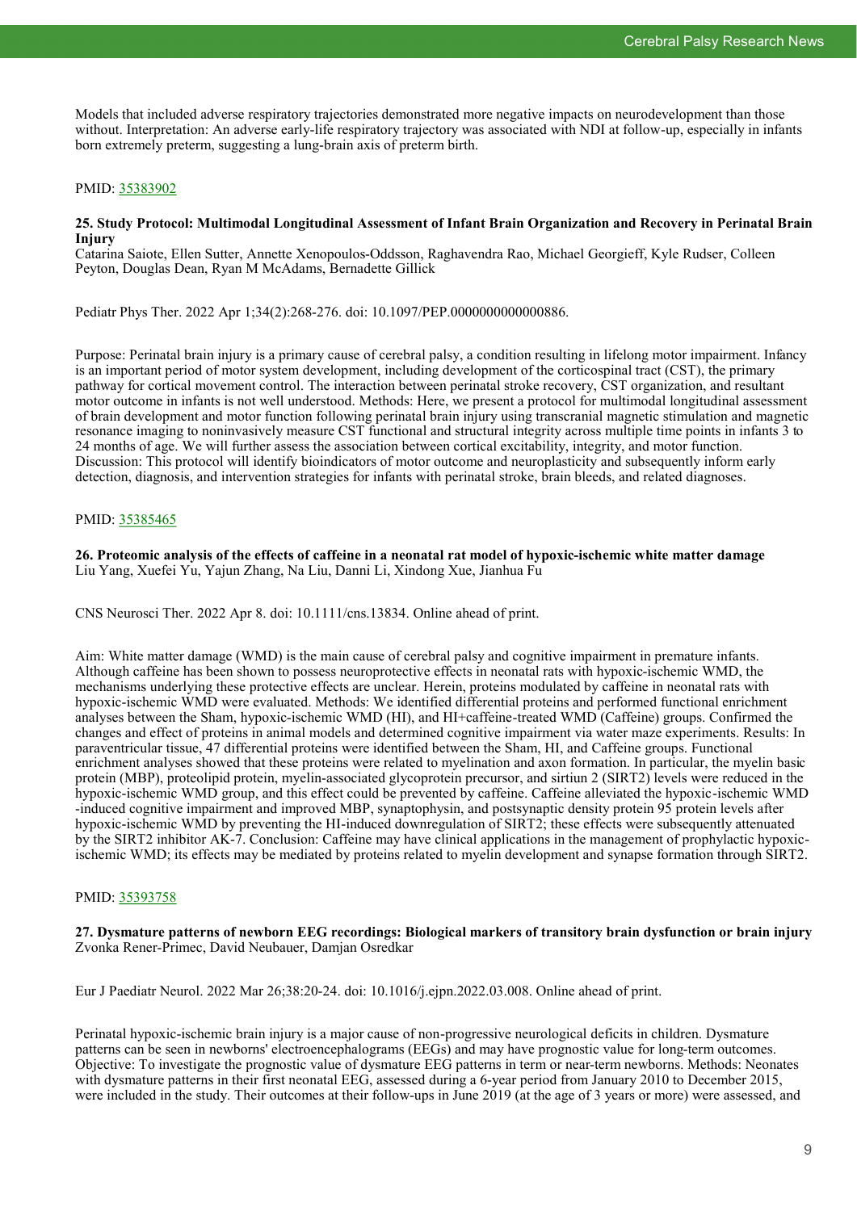Models that included adverse respiratory trajectories demonstrated more negative impacts on neurodevelopment than those without. Interpretation: An adverse early-life respiratory trajectory was associated with NDI at follow-up, especially in infants born extremely preterm, suggesting a lung-brain axis of preterm birth.

PMID: [35383902](https://www.ncbi.nlm.nih.gov/pubmed/35383902)

**25. Study Protocol: Multimodal Longitudinal Assessment of Infant Brain Organization and Recovery in Perinatal Brain Injury**
Catarina Saiote, Ellen Sutter, Annette Xenopoulos-Oddsson, Raghavendra Rao, Michael Georgieff, Kyle Rudser, Colleen Peyton, Douglas Dean, Ryan M McAdams, Bernadette Gillick

Pediatr Phys Ther. 2022 Apr 1;34(2):268-276. doi: 10.1097/PEP.0000000000000886.

Purpose: Perinatal brain injury is a primary cause of cerebral palsy, a condition resulting in lifelong motor impairment. Infancy is an important period of motor system development, including development of the corticospinal tract (CST), the primary pathway for cortical movement control. The interaction between perinatal stroke recovery, CST organization, and resultant motor outcome in infants is not well understood. Methods: Here, we present a protocol for multimodal longitudinal assessment of brain development and motor function following perinatal brain injury using transcranial magnetic stimulation and magnetic resonance imaging to noninvasively measure CST functional and structural integrity across multiple time points in infants 3 to 24 months of age. We will further assess the association between cortical excitability, integrity, and motor function. Discussion: This protocol will identify bioindicators of motor outcome and neuroplasticity and subsequently inform early detection, diagnosis, and intervention strategies for infants with perinatal stroke, brain bleeds, and related diagnoses.

PMID: [35385465](https://www.ncbi.nlm.nih.gov/pubmed/35385465)

**26. Proteomic analysis of the effects of caffeine in a neonatal rat model of hypoxic-ischemic white matter damage**
Liu Yang, Xuefei Yu, Yajun Zhang, Na Liu, Danni Li, Xindong Xue, Jianhua Fu

CNS Neurosci Ther. 2022 Apr 8. doi: 10.1111/cns.13834. Online ahead of print.

Aim: White matter damage (WMD) is the main cause of cerebral palsy and cognitive impairment in premature infants. Although caffeine has been shown to possess neuroprotective effects in neonatal rats with hypoxic-ischemic WMD, the mechanisms underlying these protective effects are unclear. Herein, proteins modulated by caffeine in neonatal rats with hypoxic-ischemic WMD were evaluated. Methods: We identified differential proteins and performed functional enrichment analyses between the Sham, hypoxic-ischemic WMD (HI), and HI+caffeine-treated WMD (Caffeine) groups. Confirmed the changes and effect of proteins in animal models and determined cognitive impairment via water maze experiments. Results: In paraventricular tissue, 47 differential proteins were identified between the Sham, HI, and Caffeine groups. Functional enrichment analyses showed that these proteins were related to myelination and axon formation. In particular, the myelin basic protein (MBP), proteolipid protein, myelin-associated glycoprotein precursor, and sirtiun 2 (SIRT2) levels were reduced in the hypoxic-ischemic WMD group, and this effect could be prevented by caffeine. Caffeine alleviated the hypoxic-ischemic WMD -induced cognitive impairment and improved MBP, synaptophysin, and postsynaptic density protein 95 protein levels after hypoxic-ischemic WMD by preventing the HI-induced downregulation of SIRT2; these effects were subsequently attenuated by the SIRT2 inhibitor AK-7. Conclusion: Caffeine may have clinical applications in the management of prophylactic hypoxic-ischemic WMD; its effects may be mediated by proteins related to myelin development and synapse formation through SIRT2.

PMID: [35393758](https://www.ncbi.nlm.nih.gov/pubmed/35393758)

**27. Dysmature patterns of newborn EEG recordings: Biological markers of transitory brain dysfunction or brain injury**
Zvonka Rener-Primec, David Neubauer, Damjan Osredkar

Eur J Paediatr Neurol. 2022 Mar 26;38:20-24. doi: 10.1016/j.ejpn.2022.03.008. Online ahead of print.

Perinatal hypoxic-ischemic brain injury is a major cause of non-progressive neurological deficits in children. Dysmature patterns can be seen in newborns' electroencephalograms (EEGs) and may have prognostic value for long-term outcomes. Objective: To investigate the prognostic value of dysmature EEG patterns in term or near-term newborns. Methods: Neonates with dysmature patterns in their first neonatal EEG, assessed during a 6-year period from January 2010 to December 2015, were included in the study. Their outcomes at their follow-ups in June 2019 (at the age of 3 years or more) were assessed, and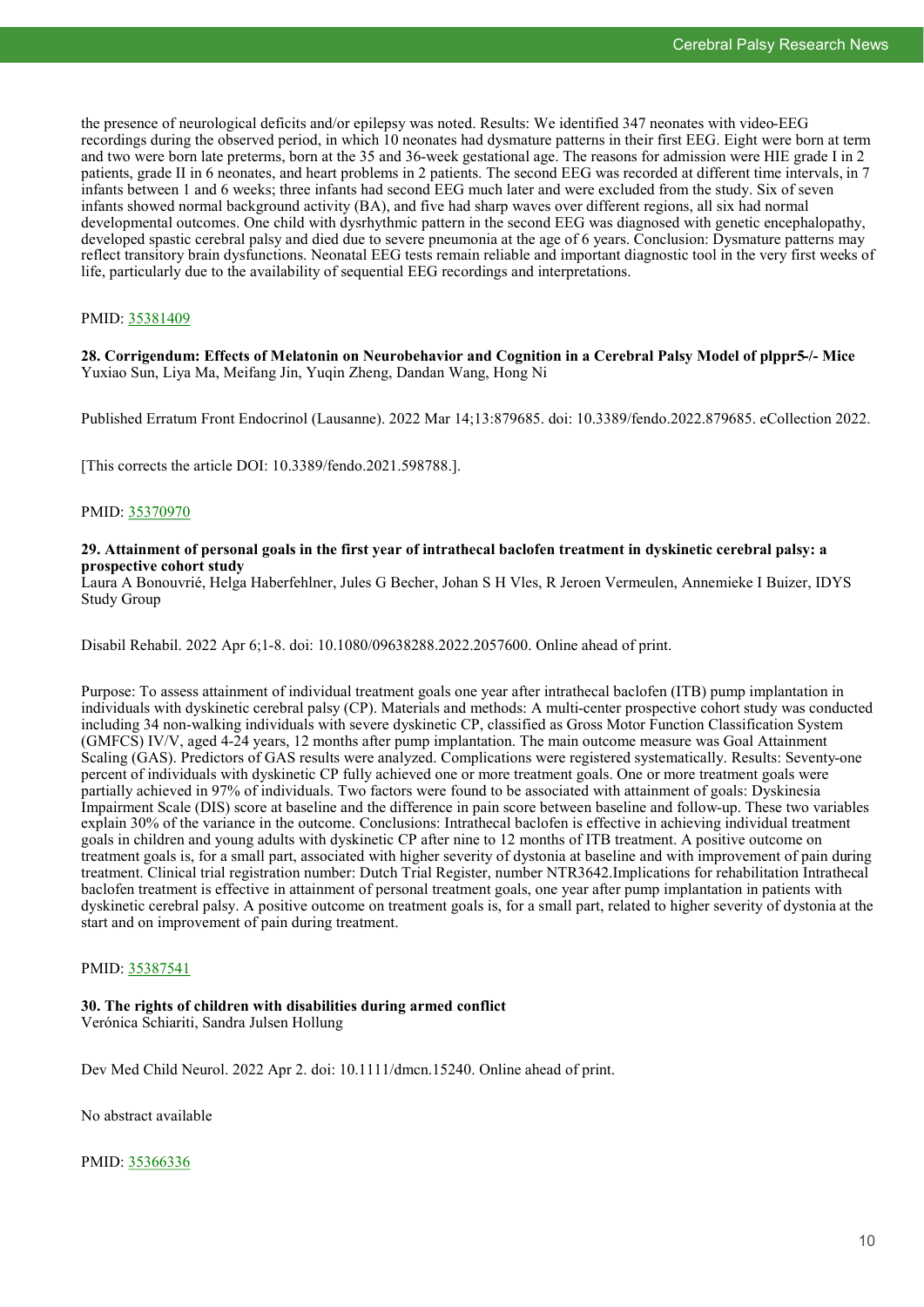the presence of neurological deficits and/or epilepsy was noted. Results: We identified 347 neonates with video-EEG recordings during the observed period, in which 10 neonates had dysmature patterns in their first EEG. Eight were born at term and two were born late preterms, born at the 35 and 36-week gestational age. The reasons for admission were HIE grade I in 2 patients, grade II in 6 neonates, and heart problems in 2 patients. The second EEG was recorded at different time intervals, in 7 infants between 1 and 6 weeks; three infants had second EEG much later and were excluded from the study. Six of seven infants showed normal background activity (BA), and five had sharp waves over different regions, all six had normal developmental outcomes. One child with dysrhythmic pattern in the second EEG was diagnosed with genetic encephalopathy, developed spastic cerebral palsy and died due to severe pneumonia at the age of 6 years. Conclusion: Dysmature patterns may reflect transitory brain dysfunctions. Neonatal EEG tests remain reliable and important diagnostic tool in the very first weeks of life, particularly due to the availability of sequential EEG recordings and interpretations.

PMID: 35381409

**28. Corrigendum: Effects of Melatonin on Neurobehavior and Cognition in a Cerebral Palsy Model of plppr5-/- Mice**
Yuxiao Sun, Liya Ma, Meifang Jin, Yuqin Zheng, Dandan Wang, Hong Ni

Published Erratum Front Endocrinol (Lausanne). 2022 Mar 14;13:879685. doi: 10.3389/fendo.2022.879685. eCollection 2022.

[This corrects the article DOI: 10.3389/fendo.2021.598788.].

PMID: 35370970

**29. Attainment of personal goals in the first year of intrathecal baclofen treatment in dyskinetic cerebral palsy: a prospective cohort study**
Laura A Bonouvrié, Helga Haberfehlner, Jules G Becher, Johan S H Vles, R Jeroen Vermeulen, Annemieke I Buizer, IDYS Study Group

Disabil Rehabil. 2022 Apr 6;1-8. doi: 10.1080/09638288.2022.2057600. Online ahead of print.

Purpose: To assess attainment of individual treatment goals one year after intrathecal baclofen (ITB) pump implantation in individuals with dyskinetic cerebral palsy (CP). Materials and methods: A multi-center prospective cohort study was conducted including 34 non-walking individuals with severe dyskinetic CP, classified as Gross Motor Function Classification System (GMFCS) IV/V, aged 4-24 years, 12 months after pump implantation. The main outcome measure was Goal Attainment Scaling (GAS). Predictors of GAS results were analyzed. Complications were registered systematically. Results: Seventy-one percent of individuals with dyskinetic CP fully achieved one or more treatment goals. One or more treatment goals were partially achieved in 97% of individuals. Two factors were found to be associated with attainment of goals: Dyskinesia Impairment Scale (DIS) score at baseline and the difference in pain score between baseline and follow-up. These two variables explain 30% of the variance in the outcome. Conclusions: Intrathecal baclofen is effective in achieving individual treatment goals in children and young adults with dyskinetic CP after nine to 12 months of ITB treatment. A positive outcome on treatment goals is, for a small part, associated with higher severity of dystonia at baseline and with improvement of pain during treatment. Clinical trial registration number: Dutch Trial Register, number NTR3642.Implications for rehabilitation Intrathecal baclofen treatment is effective in attainment of personal treatment goals, one year after pump implantation in patients with dyskinetic cerebral palsy. A positive outcome on treatment goals is, for a small part, related to higher severity of dystonia at the start and on improvement of pain during treatment.

PMID: 35387541

**30. The rights of children with disabilities during armed conflict**
Verónica Schiariti, Sandra Julsen Hollung

Dev Med Child Neurol. 2022 Apr 2. doi: 10.1111/dmcn.15240. Online ahead of print.

No abstract available

PMID: 35366336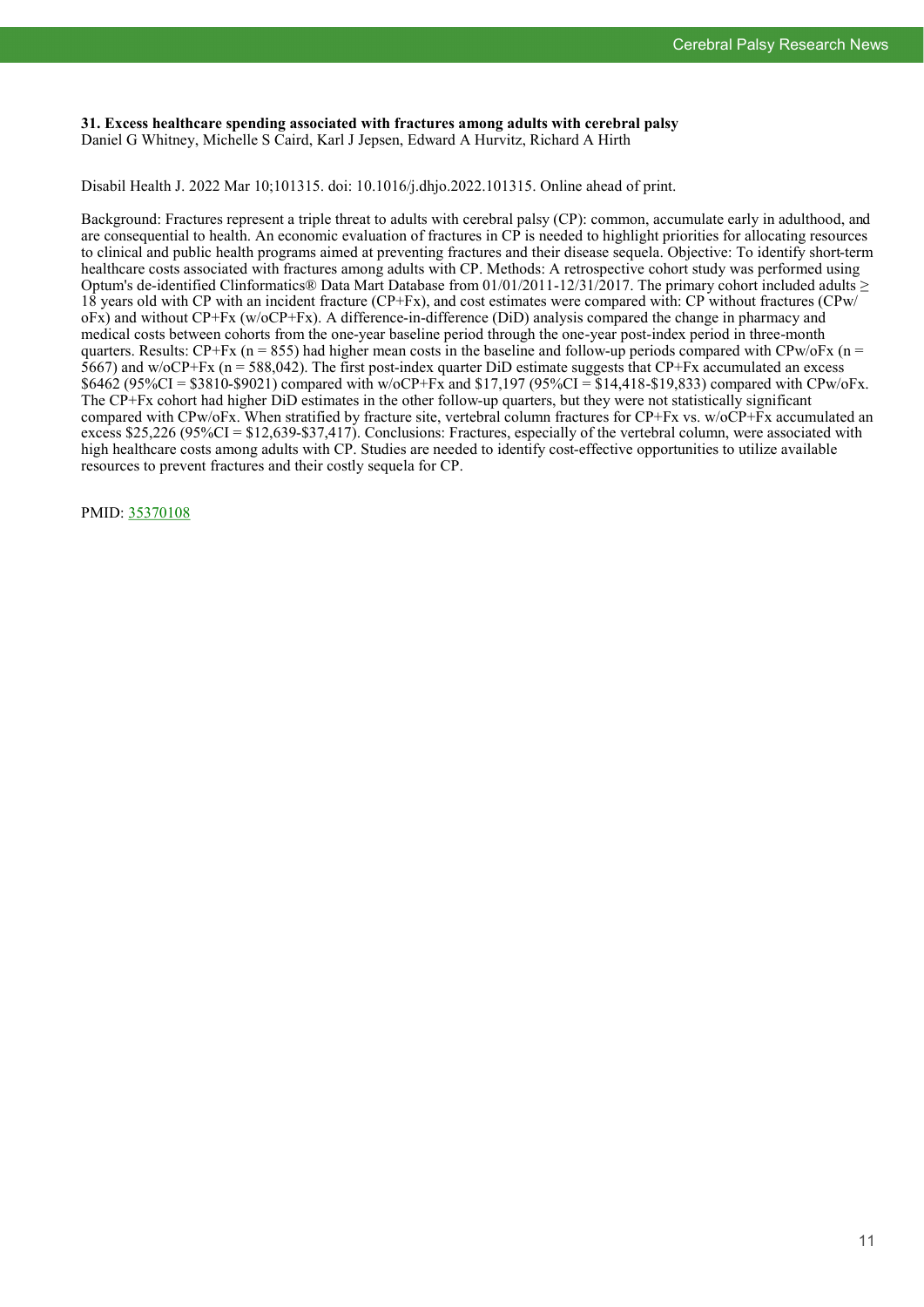**31. Excess healthcare spending associated with fractures among adults with cerebral palsy**
Daniel G Whitney, Michelle S Caird, Karl J Jepsen, Edward A Hurvitz, Richard A Hirth

Disabil Health J. 2022 Mar 10;101315. doi: 10.1016/j.dhjo.2022.101315. Online ahead of print.

Background: Fractures represent a triple threat to adults with cerebral palsy (CP): common, accumulate early in adulthood, and are consequential to health. An economic evaluation of fractures in CP is needed to highlight priorities for allocating resources to clinical and public health programs aimed at preventing fractures and their disease sequela. Objective: To identify short-term healthcare costs associated with fractures among adults with CP. Methods: A retrospective cohort study was performed using Optum's de-identified Clinformatics® Data Mart Database from 01/01/2011-12/31/2017. The primary cohort included adults ≥ 18 years old with CP with an incident fracture (CP+Fx), and cost estimates were compared with: CP without fractures (CPw/oFx) and without CP+Fx (w/oCP+Fx). A difference-in-difference (DiD) analysis compared the change in pharmacy and medical costs between cohorts from the one-year baseline period through the one-year post-index period in three-month quarters. Results: CP+Fx (n = 855) had higher mean costs in the baseline and follow-up periods compared with CPw/oFx (n = 5667) and w/oCP+Fx (n = 588,042). The first post-index quarter DiD estimate suggests that CP+Fx accumulated an excess $6462 (95%CI = $3810-$9021) compared with w/oCP+Fx and $17,197 (95%CI = $14,418-$19,833) compared with CPw/oFx. The CP+Fx cohort had higher DiD estimates in the other follow-up quarters, but they were not statistically significant compared with CPw/oFx. When stratified by fracture site, vertebral column fractures for CP+Fx vs. w/oCP+Fx accumulated an excess $25,226 (95%CI = $12,639-$37,417). Conclusions: Fractures, especially of the vertebral column, were associated with high healthcare costs among adults with CP. Studies are needed to identify cost-effective opportunities to utilize available resources to prevent fractures and their costly sequela for CP.

PMID: 35370108